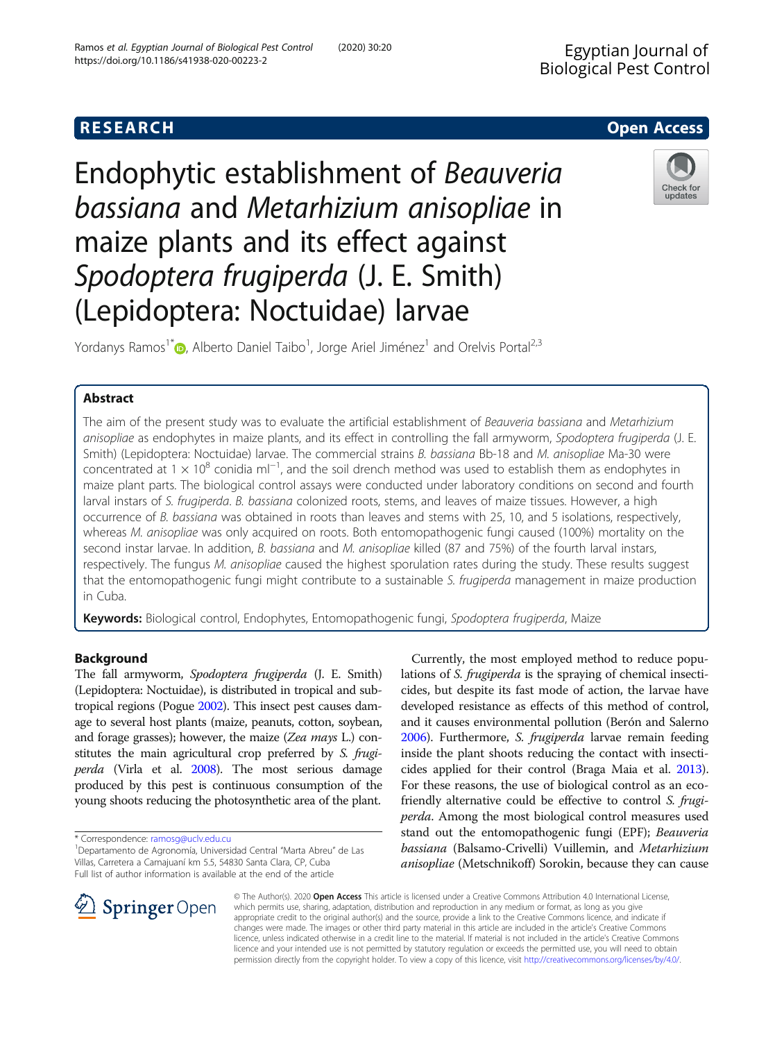RESEARCH **Open Access**

# Endophytic establishment of *Beauveria bassiana* and *Metarhizium anisopliae* in maize plants and its effect against *Spodoptera frugiperda* (J. E. Smith) (Lepidoptera: Noctuidae) larvae

Yordanys Ramos[1*], Alberto Daniel Taibo[1], Jorge Ariel Jiménez[1] and Orelvis Portal[2,3]

## Abstract

The aim of the present study was to evaluate the artificial establishment of *Beauveria bassiana* and *Metarhizium anisopliae* as endophytes in maize plants, and its effect in controlling the fall armyworm, *Spodoptera frugiperda* (J. E. Smith) (Lepidoptera: Noctuidae) larvae. The commercial strains *B. bassiana* Bb-18 and *M. anisopliae* Ma-30 were concentrated at $1 \times 10^8$ conidia $ml^{-1}$, and the soil drench method was used to establish them as endophytes in maize plant parts. The biological control assays were conducted under laboratory conditions on second and fourth larval instars of *S. frugiperda*. *B. bassiana* colonized roots, stems, and leaves of maize tissues. However, a high occurrence of *B. bassiana* was obtained in roots than leaves and stems with 25, 10, and 5 isolations, respectively, whereas *M. anisopliae* was only acquired on roots. Both entomopathogenic fungi caused (100%) mortality on the second instar larvae. In addition, *B. bassiana* and *M. anisopliae* killed (87 and 75%) of the fourth larval instars, respectively. The fungus *M. anisopliae* caused the highest sporulation rates during the study. These results suggest that the entomopathogenic fungi might contribute to a sustainable *S. frugiperda* management in maize production in Cuba.

**Keywords:** Biological control, Endophytes, Entomopathogenic fungi, *Spodoptera frugiperda*, Maize

## Background

The fall armyworm, *Spodoptera frugiperda* (J. E. Smith) (Lepidoptera: Noctuidae), is distributed in tropical and subtropical regions (Pogue 2002). This insect pest causes damage to several host plants (maize, peanuts, cotton, soybean, and forage grasses); however, the maize (*Zea mays* L.) constitutes the main agricultural crop preferred by *S. frugiperda* (Virla et al. 2008). The most serious damage produced by this pest is continuous consumption of the young shoots reducing the photosynthetic area of the plant.

Currently, the most employed method to reduce populations of *S. frugiperda* is the spraying of chemical insecticides, but despite its fast mode of action, the larvae have developed resistance as effects of this method of control, and it causes environmental pollution (Berón and Salerno 2006). Furthermore, *S. frugiperda* larvae remain feeding inside the plant shoots reducing the contact with insecticides applied for their control (Braga Maia et al. 2013). For these reasons, the use of biological control as an eco-friendly alternative could be effective to control *S. frugiperda*. Among the most biological control measures used stand out the entomopathogenic fungi (EPF); *Beauveria bassiana* (Balsamo-Crivelli) Vuillemin, and *Metarhizium anisopliae* (Metschnikoff) Sorokin, because they can cause

\* Correspondence: ramosg@uclv.edu.cu
[1]Departamento de Agronomía, Universidad Central "Marta Abreu" de Las Villas, Carretera a Camajuaní km 5.5, 54830 Santa Clara, CP, Cuba
Full list of author information is available at the end of the article

© The Author(s). 2020 **Open Access** This article is licensed under a Creative Commons Attribution 4.0 International License, which permits use, sharing, adaptation, distribution and reproduction in any medium or format, as long as you give appropriate credit to the original author(s) and the source, provide a link to the Creative Commons licence, and indicate if changes were made. The images or other third party material in this article are included in the article's Creative Commons licence, unless indicated otherwise in a credit line to the material. If material is not included in the article's Creative Commons licence and your intended use is not permitted by statutory regulation or exceeds the permitted use, you will need to obtain permission directly from the copyright holder. To view a copy of this licence, visit http://creativecommons.org/licenses/by/4.0/.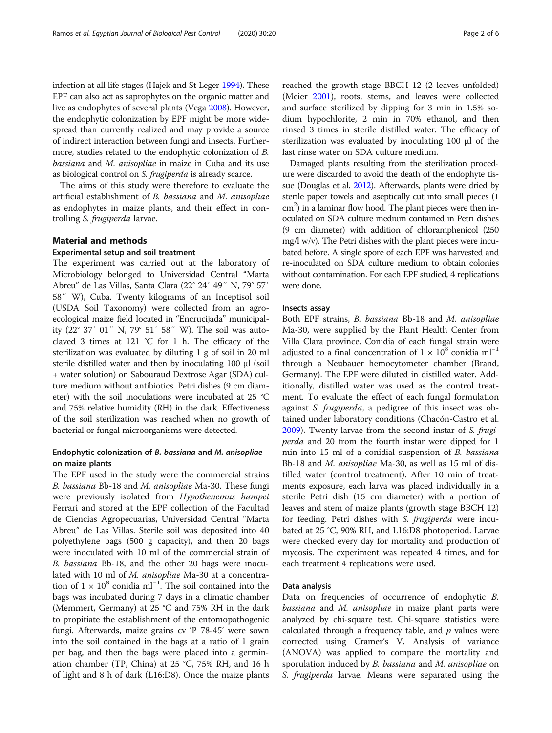infection at all life stages (Hajek and St Leger 1994). These EPF can also act as saprophytes on the organic matter and live as endophytes of several plants (Vega 2008). However, the endophytic colonization by EPF might be more widespread than currently realized and may provide a source of indirect interaction between fungi and insects. Furthermore, studies related to the endophytic colonization of *B. bassiana* and *M. anisopliae* in maize in Cuba and its use as biological control on *S. frugiperda* is already scarce.

The aims of this study were therefore to evaluate the artificial establishment of *B. bassiana* and *M. anisopliae* as endophytes in maize plants, and their effect in controlling *S. frugiperda* larvae.

## Material and methods

### Experimental setup and soil treatment

The experiment was carried out at the laboratory of Microbiology belonged to Universidad Central "Marta Abreu" de Las Villas, Santa Clara (22° 24′ 49′′ N, 79° 57′ 58′′ W), Cuba. Twenty kilograms of an Inceptisol soil (USDA Soil Taxonomy) were collected from an agroecological maize field located in "Encrucijada" municipality (22° 37′ 01′′ N, 79° 51′ 58′′ W). The soil was autoclaved 3 times at 121 °C for 1 h. The efficacy of the sterilization was evaluated by diluting 1 g of soil in 20 ml sterile distilled water and then by inoculating 100 μl (soil + water solution) on Sabouraud Dextrose Agar (SDA) culture medium without antibiotics. Petri dishes (9 cm diameter) with the soil inoculations were incubated at 25 °C and 75% relative humidity (RH) in the dark. Effectiveness of the soil sterilization was reached when no growth of bacterial or fungal microorganisms were detected.

### Endophytic colonization of *B. bassiana* and *M. anisopliae* on maize plants

The EPF used in the study were the commercial strains *B. bassiana* Bb-18 and *M. anisopliae* Ma-30. These fungi were previously isolated from *Hypothenemus hampei* Ferrari and stored at the EPF collection of the Facultad de Ciencias Agropecuarias, Universidad Central "Marta Abreu" de Las Villas. Sterile soil was deposited into 40 polyethylene bags (500 g capacity), and then 20 bags were inoculated with 10 ml of the commercial strain of *B. bassiana* Bb-18, and the other 20 bags were inoculated with 10 ml of *M. anisopliae* Ma-30 at a concentration of $1 \times 10^8$ conidia ml$^{-1}$. The soil contained into the bags was incubated during 7 days in a climatic chamber (Memmert, Germany) at 25 °C and 75% RH in the dark to propitiate the establishment of the entomopathogenic fungi. Afterwards, maize grains cv 'P 78-45' were sown into the soil contained in the bags at a ratio of 1 grain per bag, and then the bags were placed into a germination chamber (TP, China) at 25 °C, 75% RH, and 16 h of light and 8 h of dark (L16:D8). Once the maize plants reached the growth stage BBCH 12 (2 leaves unfolded) (Meier 2001), roots, stems, and leaves were collected and surface sterilized by dipping for 3 min in 1.5% sodium hypochlorite, 2 min in 70% ethanol, and then rinsed 3 times in sterile distilled water. The efficacy of sterilization was evaluated by inoculating 100 μl of the last rinse water on SDA culture medium.

Damaged plants resulting from the sterilization procedure were discarded to avoid the death of the endophyte tissue (Douglas et al. 2012). Afterwards, plants were dried by sterile paper towels and aseptically cut into small pieces (1 cm$^2$) in a laminar flow hood. The plant pieces were then inoculated on SDA culture medium contained in Petri dishes (9 cm diameter) with addition of chloramphenicol (250 mg/l w/v). The Petri dishes with the plant pieces were incubated before. A single spore of each EPF was harvested and re-inoculated on SDA culture medium to obtain colonies without contamination. For each EPF studied, 4 replications were done.

### Insects assay

Both EPF strains, *B. bassiana* Bb-18 and *M. anisopliae* Ma-30, were supplied by the Plant Health Center from Villa Clara province. Conidia of each fungal strain were adjusted to a final concentration of $1 \times 10^8$ conidia ml$^{-1}$ through a Neubauer hemocytometer chamber (Brand, Germany). The EPF were diluted in distilled water. Additionally, distilled water was used as the control treatment. To evaluate the effect of each fungal formulation against *S. frugiperda*, a pedigree of this insect was obtained under laboratory conditions (Chacón-Castro et al. 2009). Twenty larvae from the second instar of *S. frugiperda* and 20 from the fourth instar were dipped for 1 min into 15 ml of a conidial suspension of *B. bassiana* Bb-18 and *M. anisopliae* Ma-30, as well as 15 ml of distilled water (control treatment). After 10 min of treatments exposure, each larva was placed individually in a sterile Petri dish (15 cm diameter) with a portion of leaves and stem of maize plants (growth stage BBCH 12) for feeding. Petri dishes with *S. frugiperda* were incubated at 25 °C, 90% RH, and L16:D8 photoperiod. Larvae were checked every day for mortality and production of mycosis. The experiment was repeated 4 times, and for each treatment 4 replications were used.

### Data analysis

Data on frequencies of occurrence of endophytic *B. bassiana* and *M. anisopliae* in maize plant parts were analyzed by chi-square test. Chi-square statistics were calculated through a frequency table, and $p$ values were corrected using Cramer's V. Analysis of variance (ANOVA) was applied to compare the mortality and sporulation induced by *B. bassiana* and *M. anisopliae* on *S. frugiperda* larvae. Means were separated using the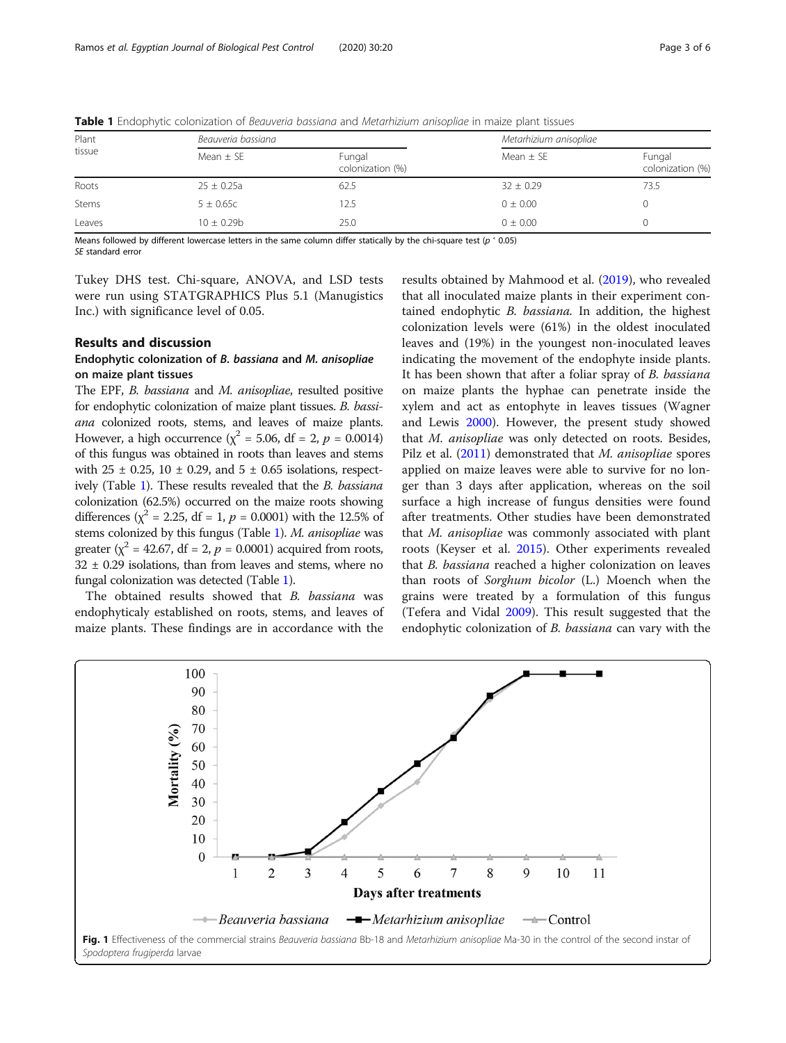**Table 1** Endophytic colonization of *Beauveria bassiana* and *Metarhizium anisopliae* in maize plant tissues

| Plant tissue | *Beauveria bassiana* | | *Metarhizium anisopliae* | |
|---|---|---|---|---|
| | Mean ± SE | Fungal colonization (%) | Mean ± SE | Fungal colonization (%) |
| Roots | 25 ± 0.25a | 62.5 | 32 ± 0.29 | 73.5 |
| Stems | 5 ± 0.65c | 12.5 | 0 ± 0.00 | 0 |
| Leaves | 10 ± 0.29b | 25.0 | 0 ± 0.00 | 0 |

Means followed by different lowercase letters in the same column differ statically by the chi-square test ($p < 0.05$)
*SE* standard error

Tukey DHS test. Chi-square, ANOVA, and LSD tests were run using STATGRAPHICS Plus 5.1 (Manugistics Inc.) with significance level of 0.05.

## Results and discussion

### Endophytic colonization of *B. bassiana* and *M. anisopliae* on maize plant tissues

The EPF, *B. bassiana* and *M. anisopliae*, resulted positive for endophytic colonization of maize plant tissues. *B. bassiana* colonized roots, stems, and leaves of maize plants. However, a high occurrence ($\chi^2 = 5.06$, df = 2, $p = 0.0014$) of this fungus was obtained in roots than leaves and stems with 25 ± 0.25, 10 ± 0.29, and 5 ± 0.65 isolations, respectively (Table 1). These results revealed that the *B. bassiana* colonization (62.5%) occurred on the maize roots showing differences ($\chi^2 = 2.25$, df = 1, $p = 0.0001$) with the 12.5% of stems colonized by this fungus (Table 1). *M. anisopliae* was greater ($\chi^2 = 42.67$, df = 2, $p = 0.0001$) acquired from roots, 32 ± 0.29 isolations, than from leaves and stems, where no fungal colonization was detected (Table 1).

The obtained results showed that *B. bassiana* was endophyticaly established on roots, stems, and leaves of maize plants. These findings are in accordance with the results obtained by Mahmood et al. (2019), who revealed that all inoculated maize plants in their experiment contained endophytic *B. bassiana*. In addition, the highest colonization levels were (61%) in the oldest inoculated leaves and (19%) in the youngest non-inoculated leaves indicating the movement of the endophyte inside plants. It has been shown that after a foliar spray of *B. bassiana* on maize plants the hyphae can penetrate inside the xylem and act as entophyte in leaves tissues (Wagner and Lewis 2000). However, the present study showed that *M. anisopliae* was only detected on roots. Besides, Pilz et al. (2011) demonstrated that *M. anisopliae* spores applied on maize leaves were able to survive for no longer than 3 days after application, whereas on the soil surface a high increase of fungus densities were found after treatments. Other studies have been demonstrated that *M. anisopliae* was commonly associated with plant roots (Keyser et al. 2015). Other experiments revealed that *B. bassiana* reached a higher colonization on leaves than roots of *Sorghum bicolor* (L.) Moench when the grains were treated by a formulation of this fungus (Tefera and Vidal 2009). This result suggested that the endophytic colonization of *B. bassiana* can vary with the

**Fig. 1** Effectiveness of the commercial strains *Beauveria bassiana* Bb-18 and *Metarhizium anisopliae* Ma-30 in the control of the second instar of *Spodoptera frugiperda* larvae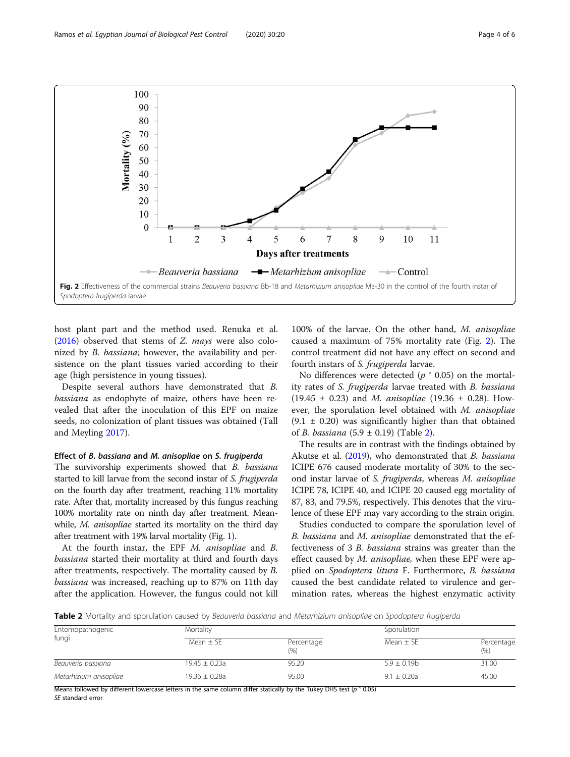Fig. 2 Effectiveness of the commercial strains *Beauveria bassiana* Bb-18 and *Metarhizium anisopliae* Ma-30 in the control of the fourth instar of *Spodoptera frugiperda* larvae

host plant part and the method used. Renuka et al. (2016) observed that stems of *Z. mays* were also colonized by *B. bassiana*; however, the availability and persistence on the plant tissues varied according to their age (high persistence in young tissues).

Despite several authors have demonstrated that *B. bassiana* as endophyte of maize, others have been revealed that after the inoculation of this EPF on maize seeds, no colonization of plant tissues was obtained (Tall and Meyling 2017).

### Effect of *B. bassiana* and *M. anisopliae* on *S. frugiperda*

The survivorship experiments showed that *B. bassiana* started to kill larvae from the second instar of *S. frugiperda* on the fourth day after treatment, reaching 11% mortality rate. After that, mortality increased by this fungus reaching 100% mortality rate on ninth day after treatment. Meanwhile, *M. anisopliae* started its mortality on the third day after treatment with 19% larval mortality (Fig. 1).

At the fourth instar, the EPF *M. anisopliae* and *B. bassiana* started their mortality at third and fourth days after treatments, respectively. The mortality caused by *B. bassiana* was increased, reaching up to 87% on 11th day after the application. However, the fungus could not kill 100% of the larvae. On the other hand, *M. anisopliae* caused a maximum of 75% mortality rate (Fig. 2). The control treatment did not have any effect on second and fourth instars of *S. frugiperda* larvae.

No differences were detected ($p > 0.05$) on the mortality rates of *S. frugiperda* larvae treated with *B. bassiana* (19.45 ± 0.23) and *M. anisopliae* (19.36 ± 0.28). However, the sporulation level obtained with *M. anisopliae* (9.1 ± 0.20) was significantly higher than that obtained of *B. bassiana* (5.9 ± 0.19) (Table 2).

The results are in contrast with the findings obtained by Akutse et al. (2019), who demonstrated that *B. bassiana* ICIPE 676 caused moderate mortality of 30% to the second instar larvae of *S. frugiperda*, whereas *M. anisopliae* ICIPE 78, ICIPE 40, and ICIPE 20 caused egg mortality of 87, 83, and 79.5%, respectively. This denotes that the virulence of these EPF may vary according to the strain origin.

Studies conducted to compare the sporulation level of *B. bassiana* and *M. anisopliae* demonstrated that the effectiveness of 3 *B. bassiana* strains was greater than the effect caused by *M. anisopliae,* when these EPF were applied on *Spodoptera litura* F. Furthermore, *B. bassiana* caused the best candidate related to virulence and germination rates, whereas the highest enzymatic activity

**Table 2** Mortality and sporulation caused by *Beauveria bassiana* and *Metarhizium anisopliae* on *Spodoptera frugiperda*

| Entomopathogenic fungi | Mortality | | Sporulation | |
|---|---|---|---|---|
| | Mean ± SE | Percentage (%) | Mean ± SE | Percentage (%) |
| *Beauveria bassiana* | 19.45 ± 0.23a | 95.20 | 5.9 ± 0.19b | 31.00 |
| *Metarhizium anisopliae* | 19.36 ± 0.28a | 95.00 | 9.1 ± 0.20a | 45.00 |

Means followed by different lowercase letters in the same column differ statically by the Tukey DHS test ($p > 0.05$)
*SE* standard error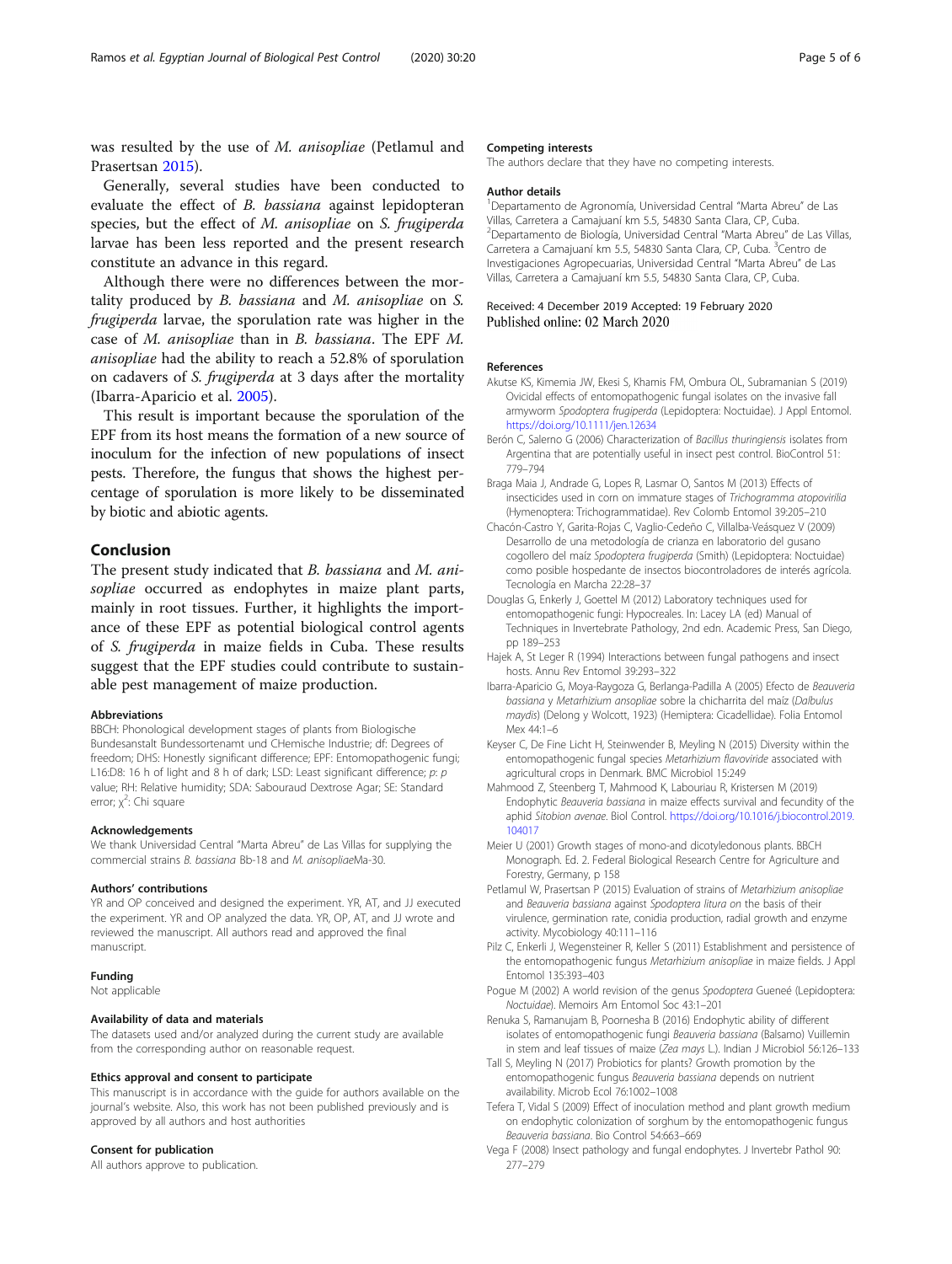was resulted by the use of *M. anisopliae* (Petlamul and Prasertsan 2015).

Generally, several studies have been conducted to evaluate the effect of *B. bassiana* against lepidopteran species, but the effect of *M. anisopliae* on *S. frugiperda* larvae has been less reported and the present research constitute an advance in this regard.

Although there were no differences between the mortality produced by *B. bassiana* and *M. anisopliae* on *S. frugiperda* larvae, the sporulation rate was higher in the case of *M. anisopliae* than in *B. bassiana*. The EPF *M. anisopliae* had the ability to reach a 52.8% of sporulation on cadavers of *S. frugiperda* at 3 days after the mortality (Ibarra-Aparicio et al. 2005).

This result is important because the sporulation of the EPF from its host means the formation of a new source of inoculum for the infection of new populations of insect pests. Therefore, the fungus that shows the highest percentage of sporulation is more likely to be disseminated by biotic and abiotic agents.

## Conclusion

The present study indicated that *B. bassiana* and *M. anisopliae* occurred as endophytes in maize plant parts, mainly in root tissues. Further, it highlights the importance of these EPF as potential biological control agents of *S. frugiperda* in maize fields in Cuba. These results suggest that the EPF studies could contribute to sustainable pest management of maize production.

#### Abbreviations

BBCH: Phonological development stages of plants from Biologische Bundesanstalt Bundessortenamt und CHemische Industrie; df: Degrees of freedom; DHS: Honestly significant difference; EPF: Entomopathogenic fungi; L16:D8: 16 h of light and 8 h of dark; LSD: Least significant difference; *p*: *p* value; RH: Relative humidity; SDA: Sabouraud Dextrose Agar; SE: Standard error; $\chi^2$: Chi square

#### Acknowledgements

We thank Universidad Central "Marta Abreu" de Las Villas for supplying the commercial strains *B. bassiana* Bb-18 and *M. anisopliae*Ma-30.

#### Authors' contributions

YR and OP conceived and designed the experiment. YR, AT, and JJ executed the experiment. YR and OP analyzed the data. YR, OP, AT, and JJ wrote and reviewed the manuscript. All authors read and approved the final manuscript.

#### Funding

Not applicable

#### Availability of data and materials

The datasets used and/or analyzed during the current study are available from the corresponding author on reasonable request.

#### Ethics approval and consent to participate

This manuscript is in accordance with the guide for authors available on the journal's website. Also, this work has not been published previously and is approved by all authors and host authorities

#### Consent for publication

All authors approve to publication.

#### Competing interests

The authors declare that they have no competing interests.

#### Author details

[1]Departamento de Agronomía, Universidad Central "Marta Abreu" de Las Villas, Carretera a Camajuaní km 5.5, 54830 Santa Clara, CP, Cuba. [2]Departamento de Biología, Universidad Central "Marta Abreu" de Las Villas, Carretera a Camajuaní km 5.5, 54830 Santa Clara, CP, Cuba. [3]Centro de Investigaciones Agropecuarias, Universidad Central "Marta Abreu" de Las Villas, Carretera a Camajuaní km 5.5, 54830 Santa Clara, CP, Cuba.

Received: 4 December 2019 Accepted: 19 February 2020
Published online: 02 March 2020

#### References

Akutse KS, Kimemia JW, Ekesi S, Khamis FM, Ombura OL, Subramanian S (2019) Ovicidal effects of entomopathogenic fungal isolates on the invasive fall armyworm *Spodoptera frugiperda* (Lepidoptera: Noctuidae). J Appl Entomol. https://doi.org/10.1111/jen.12634

Berón C, Salerno G (2006) Characterization of *Bacillus thuringiensis* isolates from Argentina that are potentially useful in insect pest control. BioControl 51: 779–794

Braga Maia J, Andrade G, Lopes R, Lasmar O, Santos M (2013) Effects of insecticides used in corn on immature stages of *Trichogramma atopovirilia* (Hymenoptera: Trichogrammatidae). Rev Colomb Entomol 39:205–210

Chacón-Castro Y, Garita-Rojas C, Vaglio-Cedeño C, Villalba-Veásquez V (2009) Desarrollo de una metodología de crianza en laboratorio del gusano cogollero del maíz *Spodoptera frugiperda* (Smith) (Lepidoptera: Noctuidae) como posible hospedante de insectos biocontroladores de interés agrícola. Tecnología en Marcha 22:28–37

Douglas G, Enkerly J, Goettel M (2012) Laboratory techniques used for entomopathogenic fungi: Hypocreales. In: Lacey LA (ed) Manual of Techniques in Invertebrate Pathology, 2nd edn. Academic Press, San Diego, pp 189–253

Hajek A, St Leger R (1994) Interactions between fungal pathogens and insect hosts. Annu Rev Entomol 39:293–322

Ibarra-Aparicio G, Moya-Raygoza G, Berlanga-Padilla A (2005) Efecto de *Beauveria bassiana* y *Metarhizium ansopliae* sobre la chicharrita del maíz (*Dalbulus maydis*) (Delong y Wolcott, 1923) (Hemiptera: Cicadellidae). Folia Entomol Mex 44:1–6

Keyser C, De Fine Licht H, Steinwender B, Meyling N (2015) Diversity within the entomopathogenic fungal species *Metarhizium flavoviride* associated with agricultural crops in Denmark. BMC Microbiol 15:249

Mahmood Z, Steenberg T, Mahmood K, Labouriau R, Kristersen M (2019) Endophytic *Beauveria bassiana* in maize effects survival and fecundity of the aphid *Sitobion avenae*. Biol Control. https://doi.org/10.1016/j.biocontrol.2019.104017

Meier U (2001) Growth stages of mono-and dicotyledonous plants. BBCH Monograph. Ed. 2. Federal Biological Research Centre for Agriculture and Forestry, Germany, p 158

Petlamul W, Prasertsan P (2015) Evaluation of strains of *Metarhizium anisopliae* and *Beauveria bassiana* against *Spodoptera litura on* the basis of their virulence, germination rate, conidia production, radial growth and enzyme activity. Mycobiology 40:111–116

Pilz C, Enkerli J, Wegensteiner R, Keller S (2011) Establishment and persistence of the entomopathogenic fungus *Metarhizium anisopliae* in maize fields. J Appl Entomol 135:393–403

Pogue M (2002) A world revision of the genus *Spodoptera* Gueneé (Lepidoptera: *Noctuidae*). Memoirs Am Entomol Soc 43:1–201

Renuka S, Ramanujam B, Poornesha B (2016) Endophytic ability of different isolates of entomopathogenic fungi *Beauveria bassiana* (Balsamo) Vuillemin in stem and leaf tissues of maize (*Zea mays* L.). Indian J Microbiol 56:126–133

Tall S, Meyling N (2017) Probiotics for plants? Growth promotion by the entomopathogenic fungus *Beauveria bassiana* depends on nutrient availability. Microb Ecol 76:1002–1008

Tefera T, Vidal S (2009) Effect of inoculation method and plant growth medium on endophytic colonization of sorghum by the entomopathogenic fungus *Beauveria bassiana*. Bio Control 54:663–669

Vega F (2008) Insect pathology and fungal endophytes. J Invertebr Pathol 90: 277–279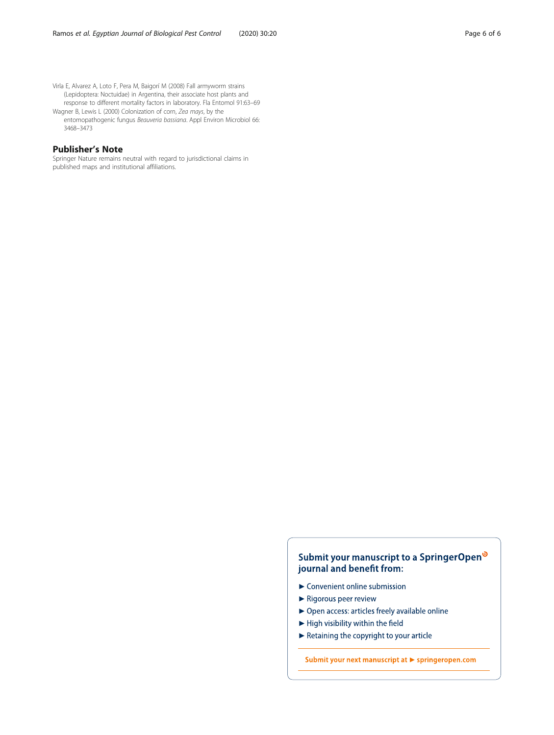Virla E, Alvarez A, Loto F, Pera M, Baigorí M (2008) Fall armyworm strains (Lepidoptera: Noctuidae) in Argentina, their associate host plants and response to different mortality factors in laboratory. Fla Entomol 91:63–69

Wagner B, Lewis L (2000) Colonization of corn, *Zea mays*, by the entomopathogenic fungus *Beauveria bassiana*. Appl Environ Microbiol 66: 3468–3473

## Publisher's Note

Springer Nature remains neutral with regard to jurisdictional claims in published maps and institutional affiliations.

**Submit your manuscript to a SpringerOpen journal and benefit from:**

- ► Convenient online submission
- ► Rigorous peer review
- ► Open access: articles freely available online
- ► High visibility within the field
- ► Retaining the copyright to your article

**Submit your next manuscript at ► springeropen.com**